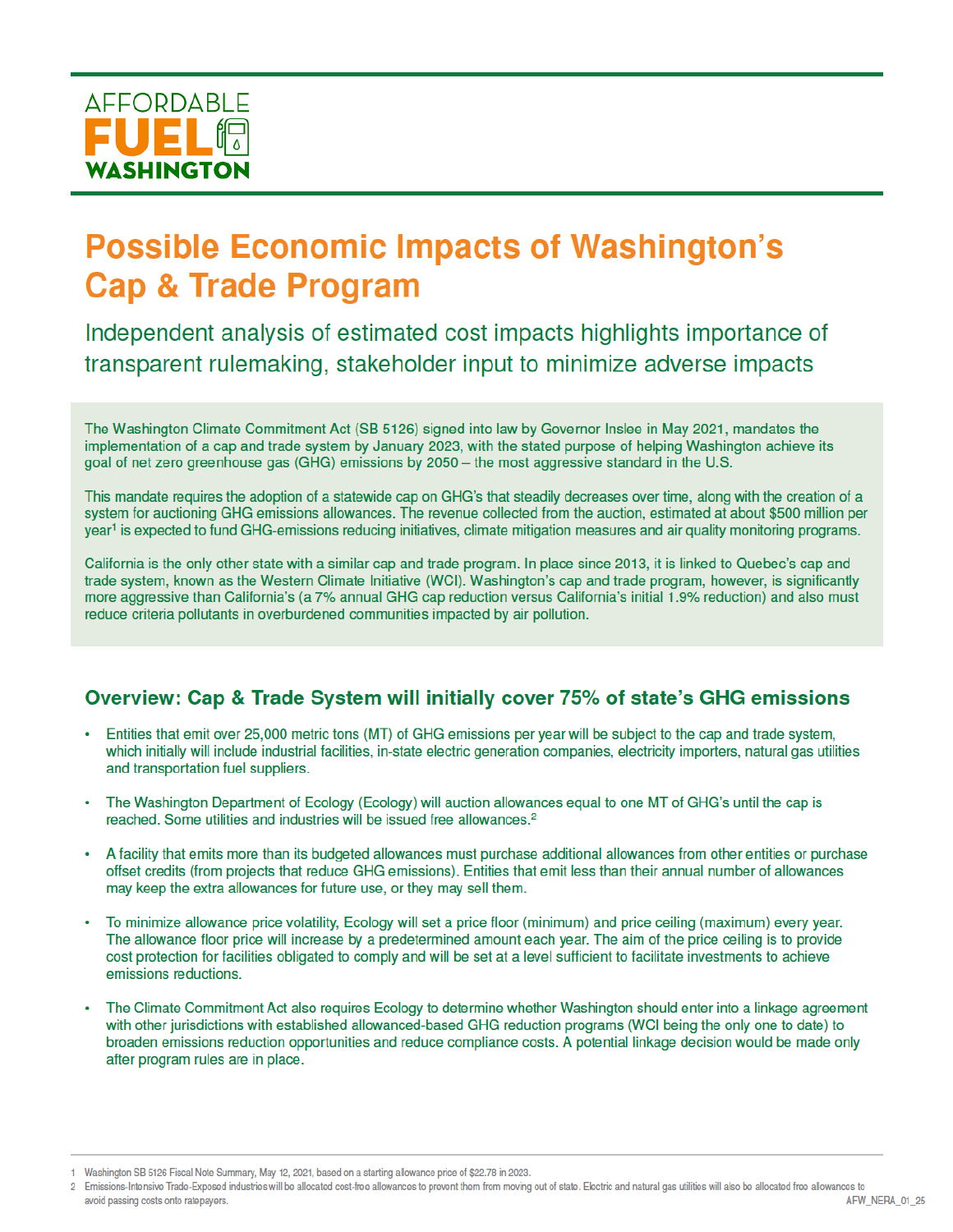AFFORDABLE **FUEL** WASHINGTON

# Possible Economic Impacts of Washington's Cap & Trade Program

## Independent analysis of estimated cost impacts highlights importance of transparent rulemaking, stakeholder input to minimize adverse impacts

The Washington Climate Commitment Act (SB 5126) signed into law by Governor Inslee in May 2021, mandates the implementation of a cap and trade system by January 2023, with the stated purpose of helping Washington achieve its goal of net zero greenhouse gas (GHG) emissions by 2050 – the most aggressive standard in the U.S.

This mandate requires the adoption of a statewide cap on GHG's that steadily decreases over time, along with the creation of a system for auctioning GHG emissions allowances. The revenue collected from the auction, estimated at about $500 million per year[1] is expected to fund GHG-emissions reducing initiatives, climate mitigation measures and air quality monitoring programs.

California is the only other state with a similar cap and trade program. In place since 2013, it is linked to Quebec's cap and trade system, known as the Western Climate Initiative (WCI). Washington's cap and trade program, however, is significantly more aggressive than California's (a 7% annual GHG cap reduction versus California's initial 1.9% reduction) and also must reduce criteria pollutants in overburdened communities impacted by air pollution.

## Overview: Cap & Trade System will initially cover 75% of state's GHG emissions

- Entities that emit over 25,000 metric tons (MT) of GHG emissions per year will be subject to the cap and trade system, which initially will include industrial facilities, in-state electric generation companies, electricity importers, natural gas utilities and transportation fuel suppliers.
- The Washington Department of Ecology (Ecology) will auction allowances equal to one MT of GHG's until the cap is reached. Some utilities and industries will be issued free allowances.[2]
- A facility that emits more than its budgeted allowances must purchase additional allowances from other entities or purchase offset credits (from projects that reduce GHG emissions). Entities that emit less than their annual number of allowances may keep the extra allowances for future use, or they may sell them.
- To minimize allowance price volatility, Ecology will set a price floor (minimum) and price ceiling (maximum) every year. The allowance floor price will increase by a predetermined amount each year. The aim of the price ceiling is to provide cost protection for facilities obligated to comply and will be set at a level sufficient to facilitate investments to achieve emissions reductions.
- The Climate Commitment Act also requires Ecology to determine whether Washington should enter into a linkage agreement with other jurisdictions with established allowanced-based GHG reduction programs (WCI being the only one to date) to broaden emissions reduction opportunities and reduce compliance costs. A potential linkage decision would be made only after program rules are in place.

---

1 Washington SB 5126 Fiscal Note Summary, May 12, 2021, based on a starting allowance price of $22.78 in 2023.

2 Emissions-Intensive Trade-Exposed industries will be allocated cost-free allowances to prevent them from moving out of state. Electric and natural gas utilities will also be allocated free allowances to avoid passing costs onto ratepayers.

AFW_NERA_01_25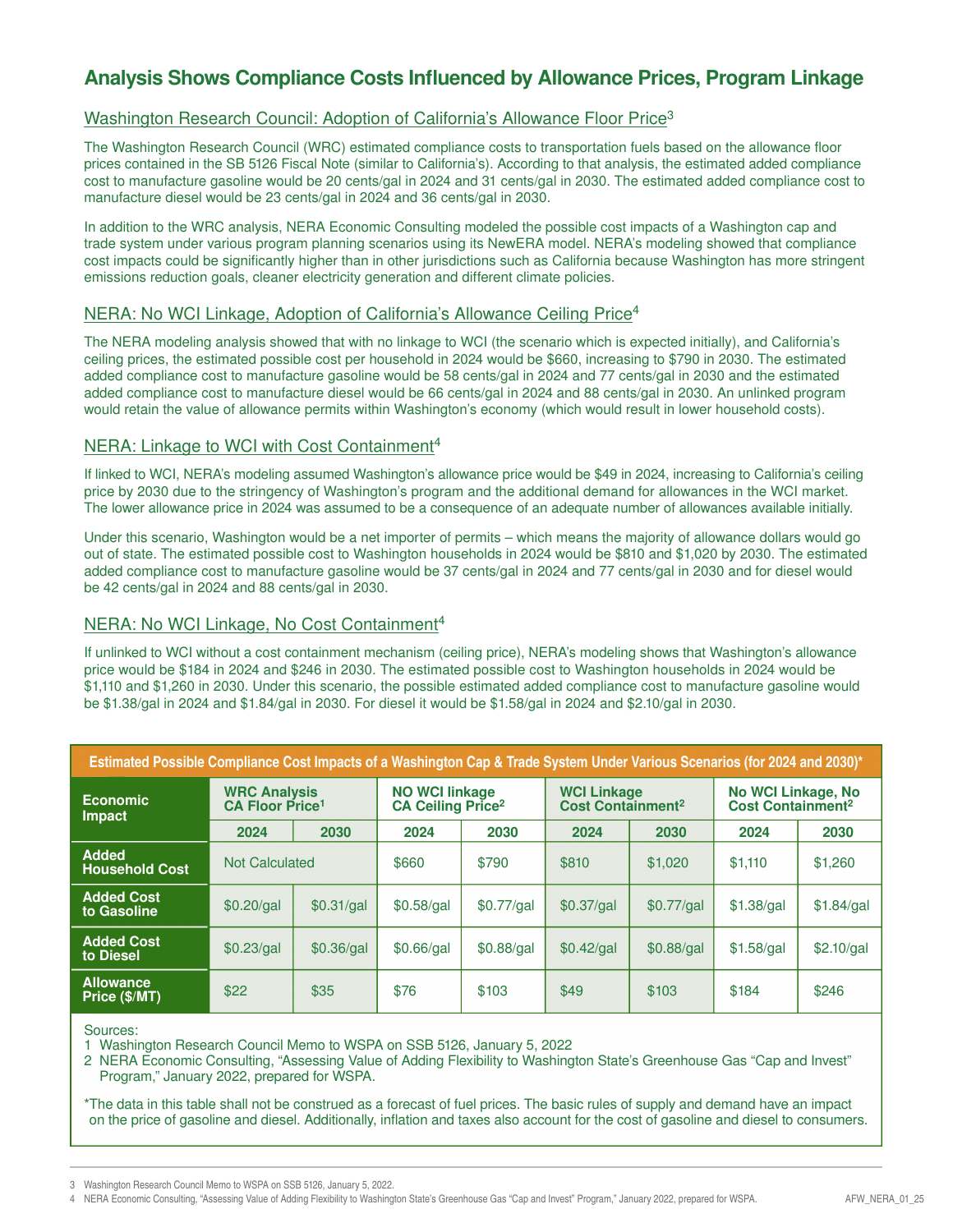## Analysis Shows Compliance Costs Influenced by Allowance Prices, Program Linkage

### Washington Research Council: Adoption of California's Allowance Floor Price[3]

The Washington Research Council (WRC) estimated compliance costs to transportation fuels based on the allowance floor prices contained in the SB 5126 Fiscal Note (similar to California's). According to that analysis, the estimated added compliance cost to manufacture gasoline would be 20 cents/gal in 2024 and 31 cents/gal in 2030. The estimated added compliance cost to manufacture diesel would be 23 cents/gal in 2024 and 36 cents/gal in 2030.

In addition to the WRC analysis, NERA Economic Consulting modeled the possible cost impacts of a Washington cap and trade system under various program planning scenarios using its NewERA model. NERA's modeling showed that compliance cost impacts could be significantly higher than in other jurisdictions such as California because Washington has more stringent emissions reduction goals, cleaner electricity generation and different climate policies.

### NERA: No WCI Linkage, Adoption of California's Allowance Ceiling Price[4]

The NERA modeling analysis showed that with no linkage to WCI (the scenario which is expected initially), and California's ceiling prices, the estimated possible cost per household in 2024 would be $660, increasing to $790 in 2030. The estimated added compliance cost to manufacture gasoline would be 58 cents/gal in 2024 and 77 cents/gal in 2030 and the estimated added compliance cost to manufacture diesel would be 66 cents/gal in 2024 and 88 cents/gal in 2030. An unlinked program would retain the value of allowance permits within Washington's economy (which would result in lower household costs).

### NERA: Linkage to WCI with Cost Containment[4]

If linked to WCI, NERA's modeling assumed Washington's allowance price would be $49 in 2024, increasing to California's ceiling price by 2030 due to the stringency of Washington's program and the additional demand for allowances in the WCI market. The lower allowance price in 2024 was assumed to be a consequence of an adequate number of allowances available initially.

Under this scenario, Washington would be a net importer of permits – which means the majority of allowance dollars would go out of state. The estimated possible cost to Washington households in 2024 would be $810 and $1,020 by 2030. The estimated added compliance cost to manufacture gasoline would be 37 cents/gal in 2024 and 77 cents/gal in 2030 and for diesel would be 42 cents/gal in 2024 and 88 cents/gal in 2030.

### NERA: No WCI Linkage, No Cost Containment[4]

If unlinked to WCI without a cost containment mechanism (ceiling price), NERA's modeling shows that Washington's allowance price would be $184 in 2024 and $246 in 2030. The estimated possible cost to Washington households in 2024 would be $1,110 and $1,260 in 2030. Under this scenario, the possible estimated added compliance cost to manufacture gasoline would be $1.38/gal in 2024 and $1.84/gal in 2030. For diesel it would be $1.58/gal in 2024 and $2.10/gal in 2030.

**Estimated Possible Compliance Cost Impacts of a Washington Cap & Trade System Under Various Scenarios (for 2024 and 2030)***

| Economic Impact | WRC Analysis CA Floor Price[1] | | NO WCI linkage CA Ceiling Price[2] | | WCI Linkage Cost Containment[2] | | No WCI Linkage, No Cost Containment[2] | |
|---|---|---|---|---|---|---|---|---|
| | 2024 | 2030 | 2024 | 2030 | 2024 | 2030 | 2024 | 2030 |
| **Added Household Cost** | Not Calculated | | $660 | $790 | $810 | $1,020 | $1,110 | $1,260 |
| **Added Cost to Gasoline** | $0.20/gal | $0.31/gal | $0.58/gal | $0.77/gal | $0.37/gal | $0.77/gal | $1.38/gal | $1.84/gal |
| **Added Cost to Diesel** | $0.23/gal | $0.36/gal | $0.66/gal | $0.88/gal | $0.42/gal | $0.88/gal | $1.58/gal | $2.10/gal |
| **Allowance Price ($/MT)** | $22 | $35 | $76 | $103 | $49 | $103 | $184 | $246 |

Sources:
1. Washington Research Council Memo to WSPA on SSB 5126, January 5, 2022
2. NERA Economic Consulting, "Assessing Value of Adding Flexibility to Washington State's Greenhouse Gas "Cap and Invest" Program," January 2022, prepared for WSPA.

*The data in this table shall not be construed as a forecast of fuel prices. The basic rules of supply and demand have an impact on the price of gasoline and diesel. Additionally, inflation and taxes also account for the cost of gasoline and diesel to consumers.

---

3 Washington Research Council Memo to WSPA on SSB 5126, January 5, 2022.

4 NERA Economic Consulting, "Assessing Value of Adding Flexibility to Washington State's Greenhouse Gas "Cap and Invest" Program," January 2022, prepared for WSPA.

AFW_NERA_01_25